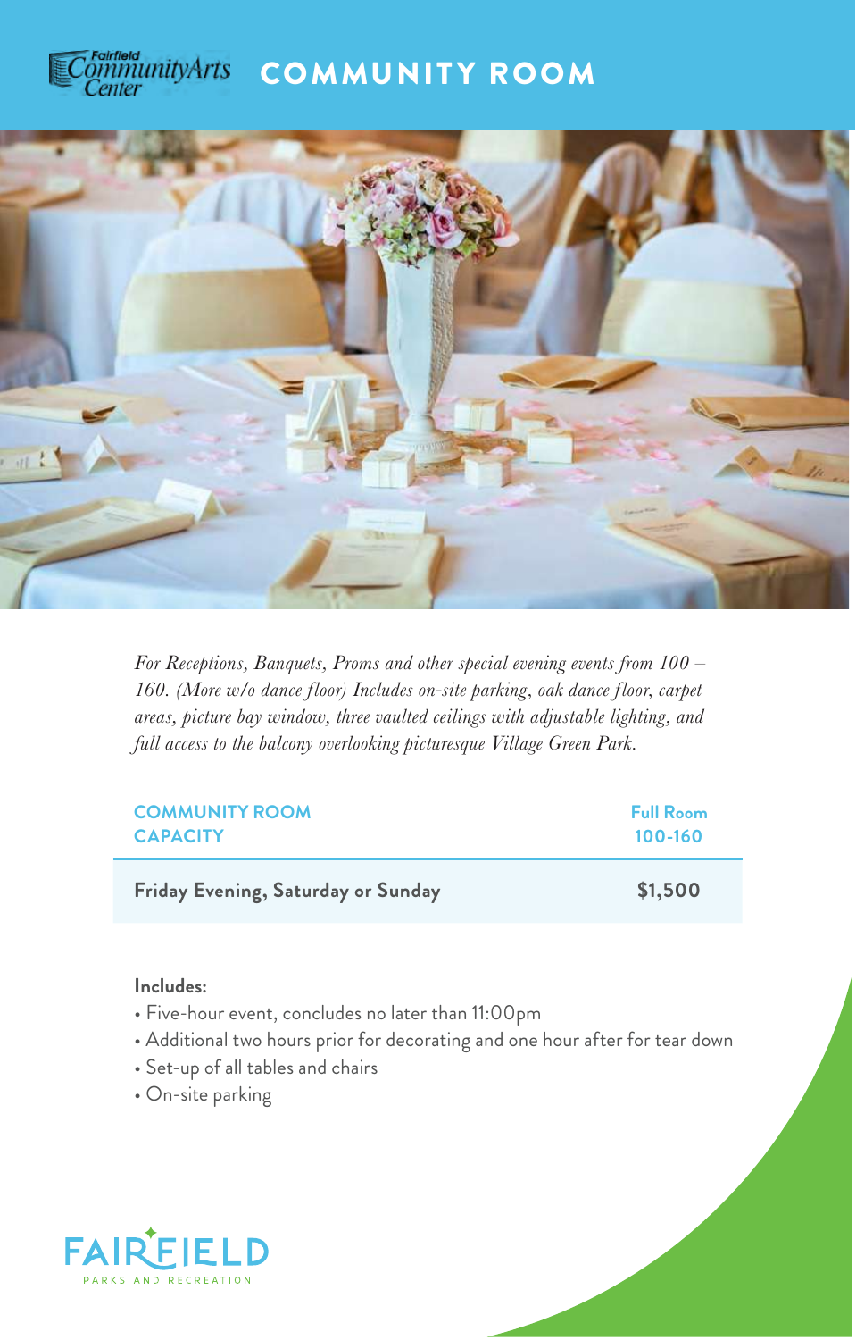Fairfield CommunityArts Center

# COMMUNITY ROOM

*For Receptions, Banquets, Proms and other special evening events from 100 – 160. (More w/o dance floor) Includes on-site parking, oak dance floor, carpet areas, picture bay window, three vaulted ceilings with adjustable lighting, and full access to the balcony overlooking picturesque Village Green Park.*

| COMMUNITY ROOM CAPACITY | Full Room 100-160 |
|---|---|
| **Friday Evening, Saturday or Sunday** | **$1,500** |

**Includes:**

- Five-hour event, concludes no later than 11:00pm
- Additional two hours prior for decorating and one hour after for tear down
- Set-up of all tables and chairs
- On-site parking

FAIRFIELD PARKS AND RECREATION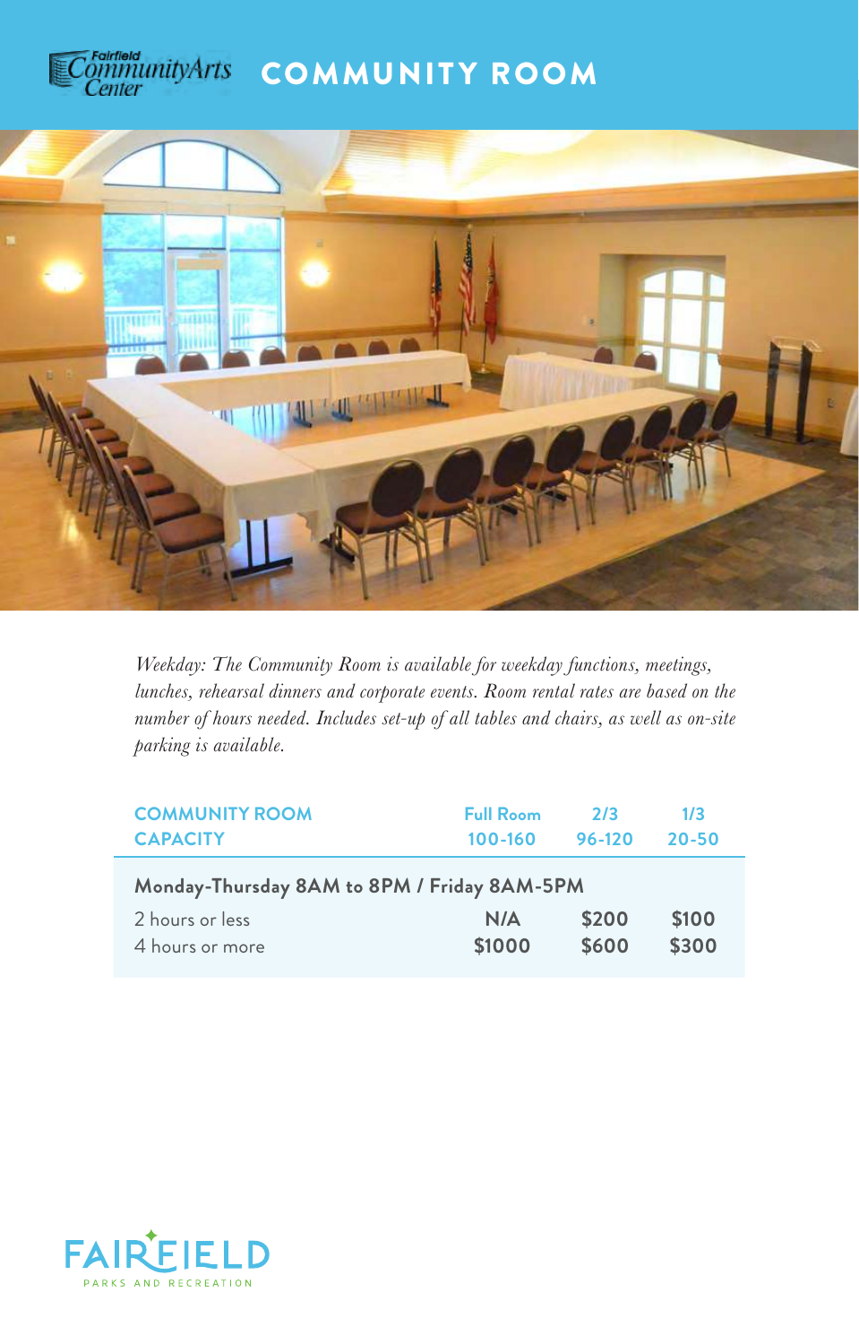Fairfield CommunityArts Center

# COMMUNITY ROOM

*Weekday: The Community Room is available for weekday functions, meetings, lunches, rehearsal dinners and corporate events. Room rental rates are based on the number of hours needed. Includes set-up of all tables and chairs, as well as on-site parking is available.*

| COMMUNITY ROOM CAPACITY | Full Room 100-160 | 2/3 96-120 | 1/3 20-50 |
|---|---|---|---|
| **Monday-Thursday 8AM to 8PM / Friday 8AM-5PM** | | | |
| 2 hours or less | N/A | $200 | $100 |
| 4 hours or more | $1000 | $600 | $300 |

FAIRFIELD
PARKS AND RECREATION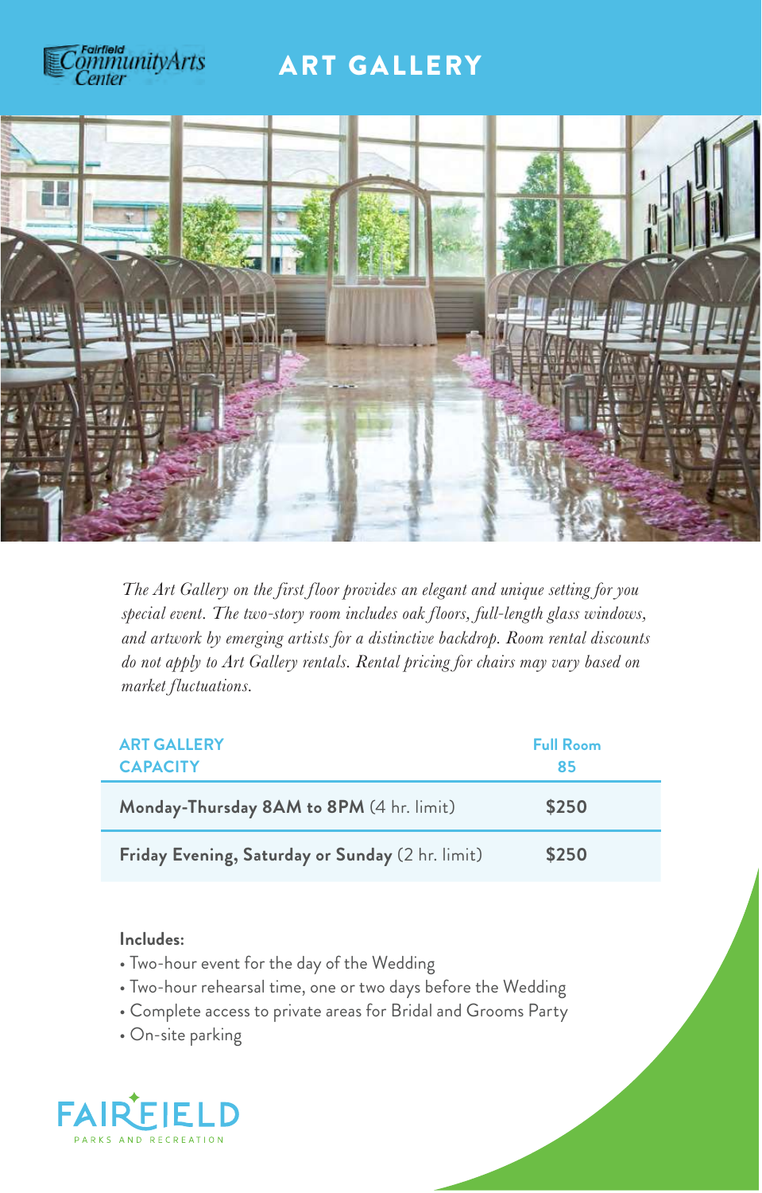Fairfield CommunityArts Center

# ART GALLERY

*The Art Gallery on the first floor provides an elegant and unique setting for you special event. The two-story room includes oak floors, full-length glass windows, and artwork by emerging artists for a distinctive backdrop. Room rental discounts do not apply to Art Gallery rentals. Rental pricing for chairs may vary based on market fluctuations.*

| ART GALLERY CAPACITY | Full Room 85 |
|---|---|
| **Monday-Thursday 8AM to 8PM** (4 hr. limit) | **$250** |
| **Friday Evening, Saturday or Sunday** (2 hr. limit) | **$250** |

**Includes:**

- Two-hour event for the day of the Wedding
- Two-hour rehearsal time, one or two days before the Wedding
- Complete access to private areas for Bridal and Grooms Party
- On-site parking

FAIRFIELD
PARKS AND RECREATION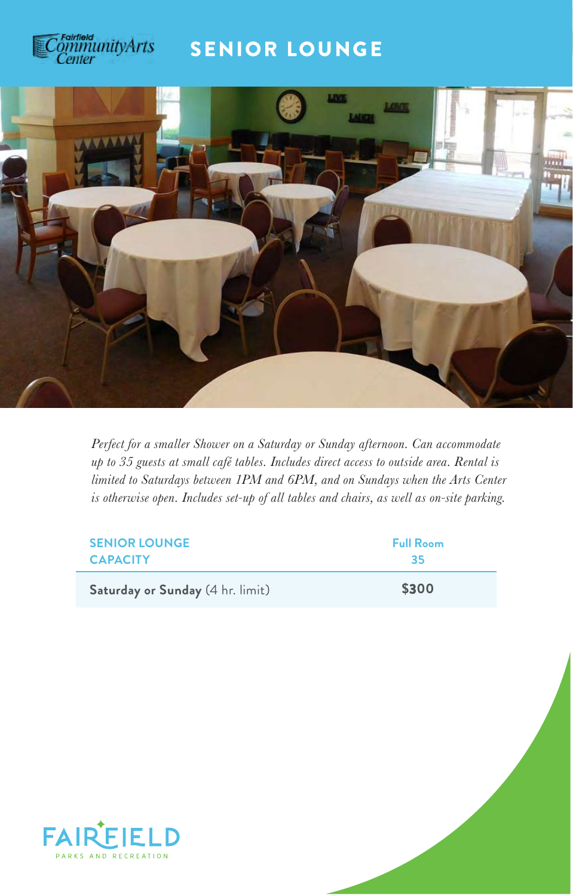# SENIOR LOUNGE

*Perfect for a smaller Shower on a Saturday or Sunday afternoon. Can accommodate up to 35 guests at small café tables. Includes direct access to outside area. Rental is limited to Saturdays between 1PM and 6PM, and on Sundays when the Arts Center is otherwise open. Includes set-up of all tables and chairs, as well as on-site parking.*

| SENIOR LOUNGE CAPACITY | Full Room 35 |
|---|---|
| **Saturday or Sunday** (4 hr. limit) | **$300** |

FAIRFIELD PARKS AND RECREATION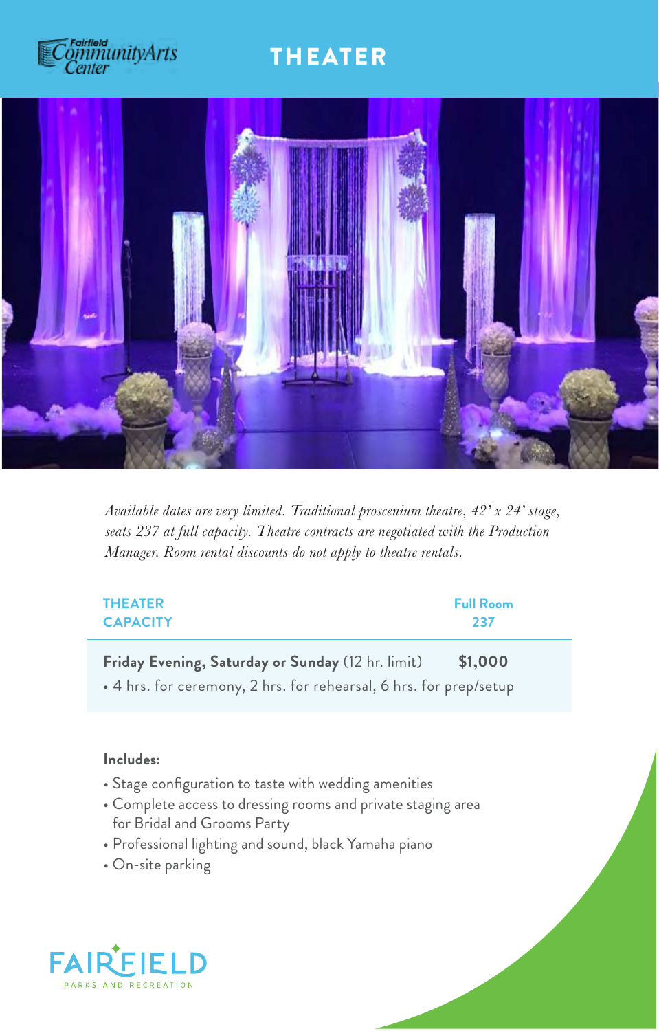Fairfield Community Arts Center

# THEATER

*Available dates are very limited. Traditional proscenium theatre, 42' x 24' stage, seats 237 at full capacity. Theatre contracts are negotiated with the Production Manager. Room rental discounts do not apply to theatre rentals.*

| THEATER CAPACITY | Full Room 237 |
|---|---|
| **Friday Evening, Saturday or Sunday** (12 hr. limit)<br>• 4 hrs. for ceremony, 2 hrs. for rehearsal, 6 hrs. for prep/setup | **$1,000** |

**Includes:**

- Stage configuration to taste with wedding amenities
- Complete access to dressing rooms and private staging area for Bridal and Grooms Party
- Professional lighting and sound, black Yamaha piano
- On-site parking

FAIRFIELD
PARKS AND RECREATION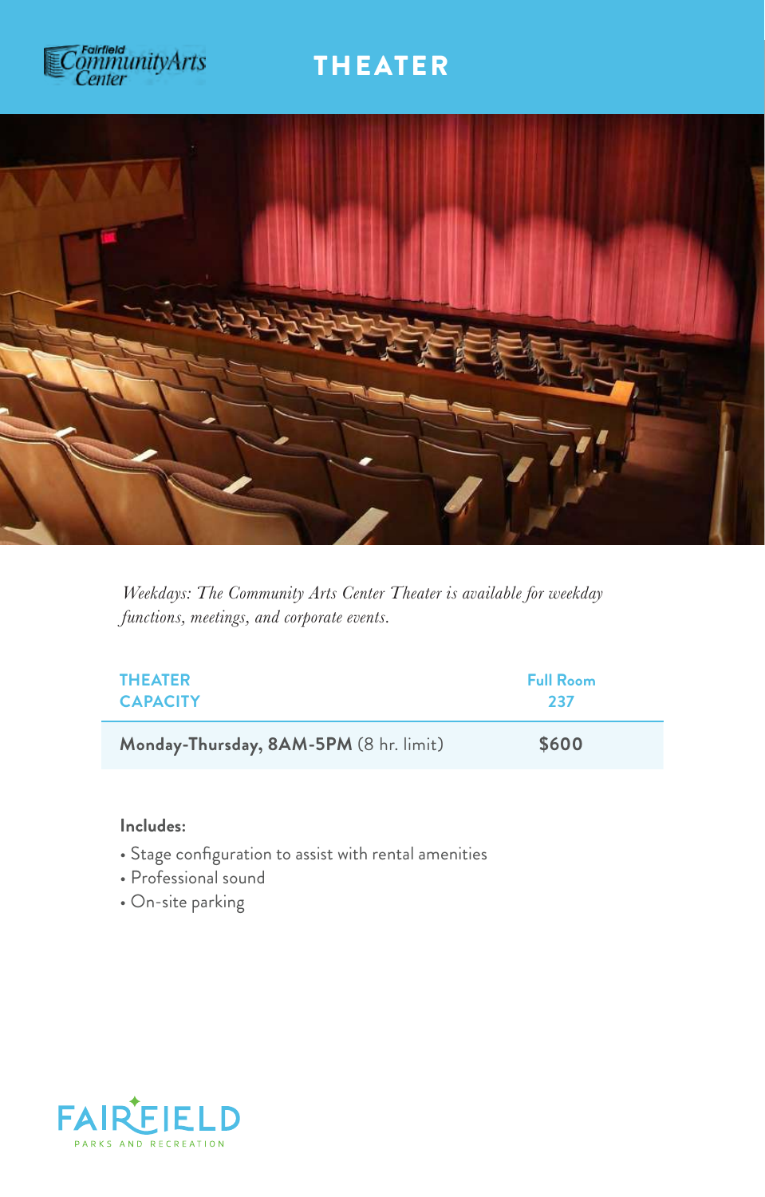Fairfield CommunityArts Center

# THEATER

*Weekdays: The Community Arts Center Theater is available for weekday functions, meetings, and corporate events.*

| THEATER CAPACITY | Full Room 237 |
|---|---|
| **Monday-Thursday, 8AM-5PM** (8 hr. limit) | **$600** |

**Includes:**

- Stage configuration to assist with rental amenities
- Professional sound
- On-site parking

FAIRFIELD PARKS AND RECREATION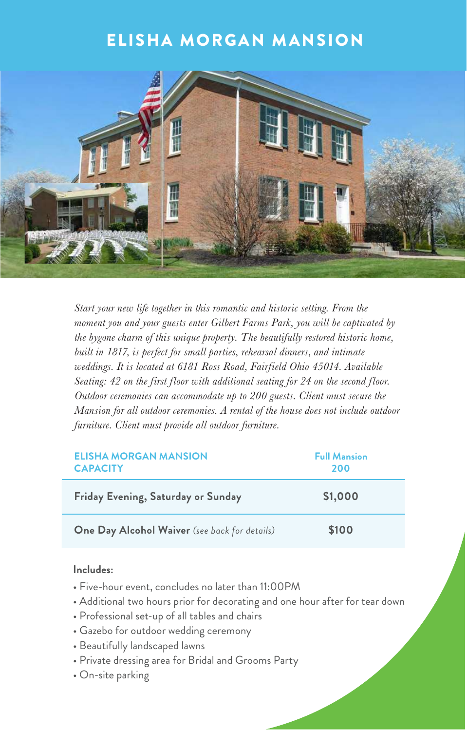# ELISHA MORGAN MANSION

*Start your new life together in this romantic and historic setting. From the moment you and your guests enter Gilbert Farms Park, you will be captivated by the bygone charm of this unique property. The beautifully restored historic home, built in 1817, is perfect for small parties, rehearsal dinners, and intimate weddings. It is located at 6181 Ross Road, Fairfield Ohio 45014. Available Seating: 42 on the first floor with additional seating for 24 on the second floor. Outdoor ceremonies can accommodate up to 200 guests. Client must secure the Mansion for all outdoor ceremonies. A rental of the house does not include outdoor furniture. Client must provide all outdoor furniture.*

| ELISHA MORGAN MANSION CAPACITY | Full Mansion 200 |
|---|---|
| **Friday Evening, Saturday or Sunday** | **$1,000** |
| **One Day Alcohol Waiver** *(see back for details)* | **$100** |

**Includes:**

- Five-hour event, concludes no later than 11:00PM
- Additional two hours prior for decorating and one hour after for tear down
- Professional set-up of all tables and chairs
- Gazebo for outdoor wedding ceremony
- Beautifully landscaped lawns
- Private dressing area for Bridal and Grooms Party
- On-site parking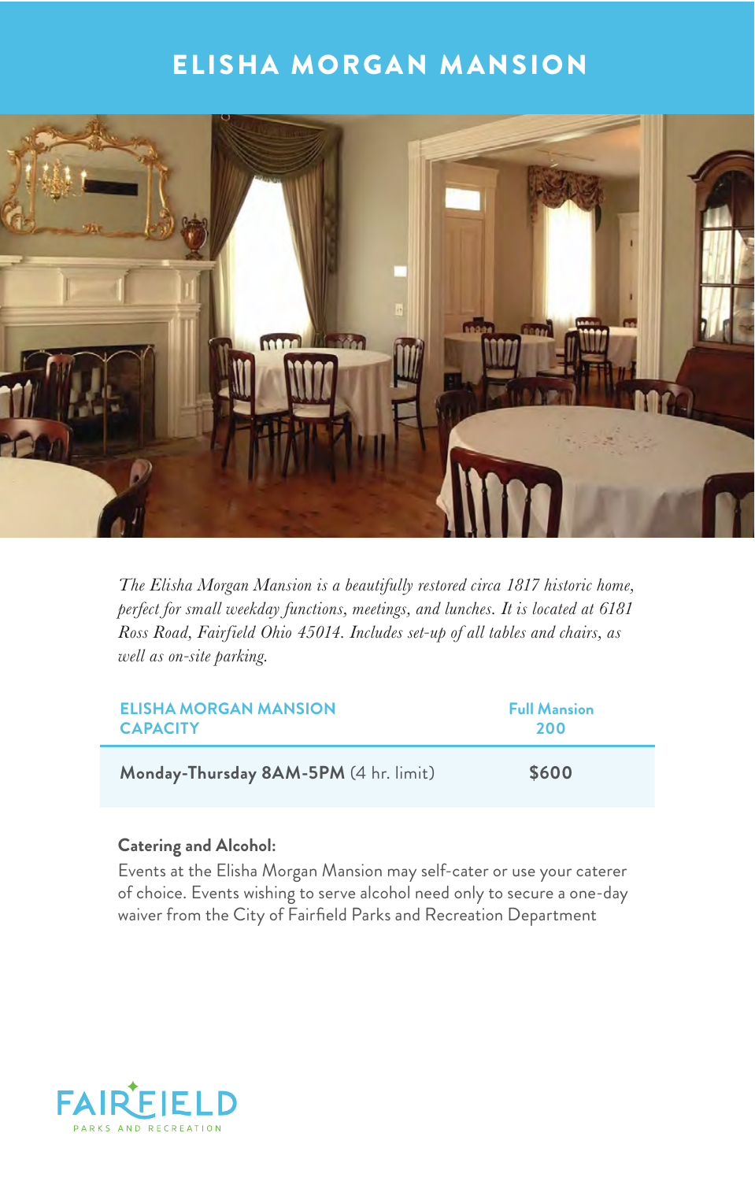# ELISHA MORGAN MANSION

*The Elisha Morgan Mansion is a beautifully restored circa 1817 historic home, perfect for small weekday functions, meetings, and lunches. It is located at 6181 Ross Road, Fairfield Ohio 45014. Includes set-up of all tables and chairs, as well as on-site parking.*

| ELISHA MORGAN MANSION CAPACITY | Full Mansion 200 |
|---|---|
| **Monday-Thursday 8AM-5PM** (4 hr. limit) | **$600** |

**Catering and Alcohol:**

Events at the Elisha Morgan Mansion may self-cater or use your caterer of choice. Events wishing to serve alcohol need only to secure a one-day waiver from the City of Fairfield Parks and Recreation Department

FAIRFIELD
PARKS AND RECREATION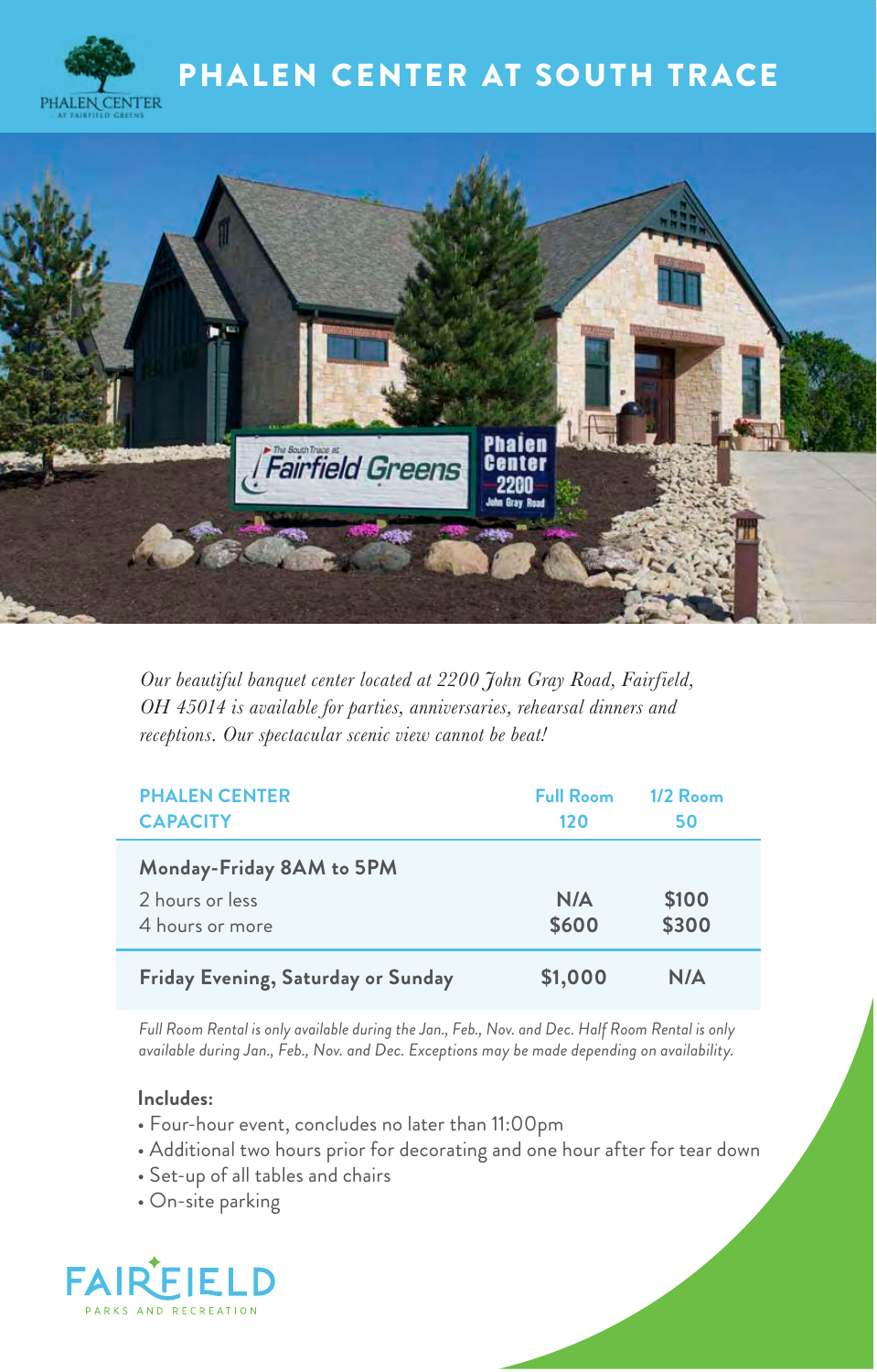# PHALEN CENTER AT SOUTH TRACE

*Our beautiful banquet center located at 2200 John Gray Road, Fairfield, OH 45014 is available for parties, anniversaries, rehearsal dinners and receptions. Our spectacular scenic view cannot be beat!*

| PHALEN CENTER CAPACITY | Full Room 120 | 1/2 Room 50 |
|---|---|---|
| **Monday-Friday 8AM to 5PM** | | |
| 2 hours or less | N/A | $100 |
| 4 hours or more | $600 | $300 |
| **Friday Evening, Saturday or Sunday** | $1,000 | N/A |

*Full Room Rental is only available during the Jan., Feb., Nov. and Dec. Half Room Rental is only available during Jan., Feb., Nov. and Dec. Exceptions may be made depending on availability.*

**Includes:**

- Four-hour event, concludes no later than 11:00pm
- Additional two hours prior for decorating and one hour after for tear down
- Set-up of all tables and chairs
- On-site parking

FAIRFIELD PARKS AND RECREATION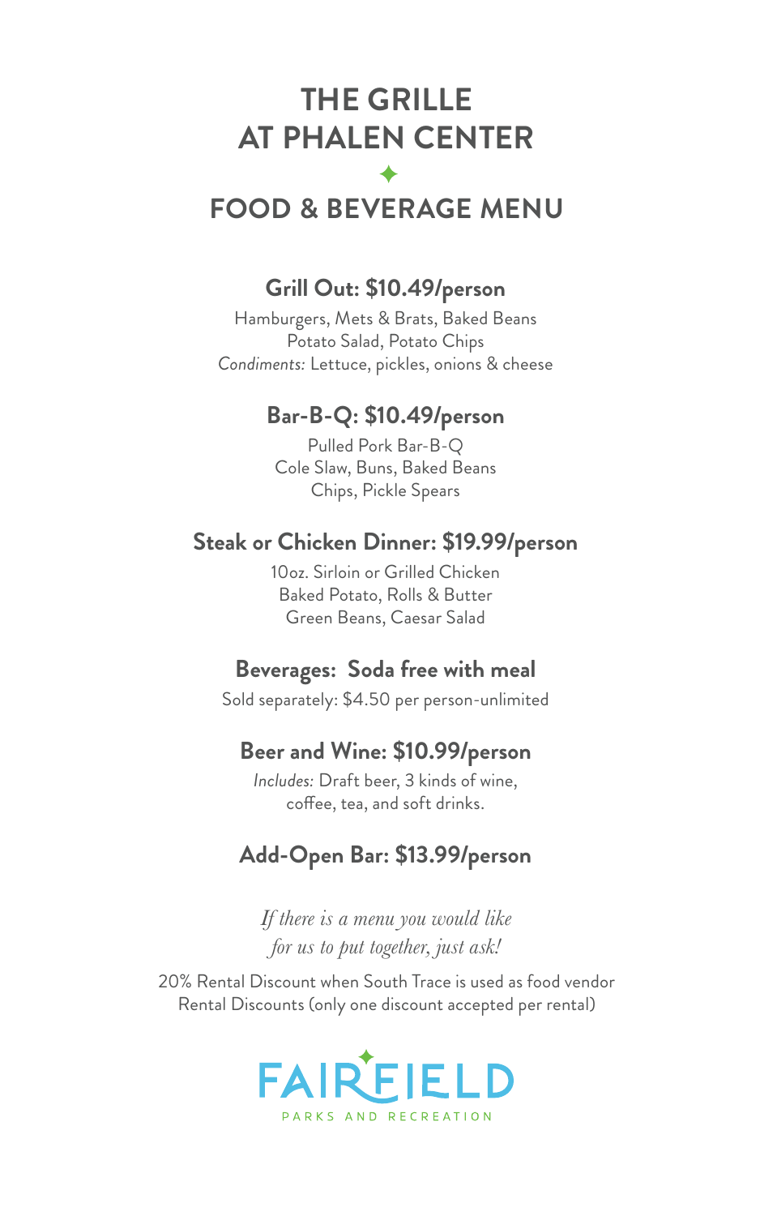# THE GRILLE AT PHALEN CENTER

## FOOD & BEVERAGE MENU

### Grill Out: $10.49/person

Hamburgers, Mets & Brats, Baked Beans
Potato Salad, Potato Chips
*Condiments:* Lettuce, pickles, onions & cheese

### Bar-B-Q: $10.49/person

Pulled Pork Bar-B-Q
Cole Slaw, Buns, Baked Beans
Chips, Pickle Spears

### Steak or Chicken Dinner: $19.99/person

10oz. Sirloin or Grilled Chicken
Baked Potato, Rolls & Butter
Green Beans, Caesar Salad

### Beverages: Soda free with meal

Sold separately: $4.50 per person-unlimited

### Beer and Wine: $10.99/person

*Includes:* Draft beer, 3 kinds of wine,
coffee, tea, and soft drinks.

### Add-Open Bar: $13.99/person

*If there is a menu you would like
for us to put together, just ask!*

20% Rental Discount when South Trace is used as food vendor
Rental Discounts (only one discount accepted per rental)

FAIRFIELD
PARKS AND RECREATION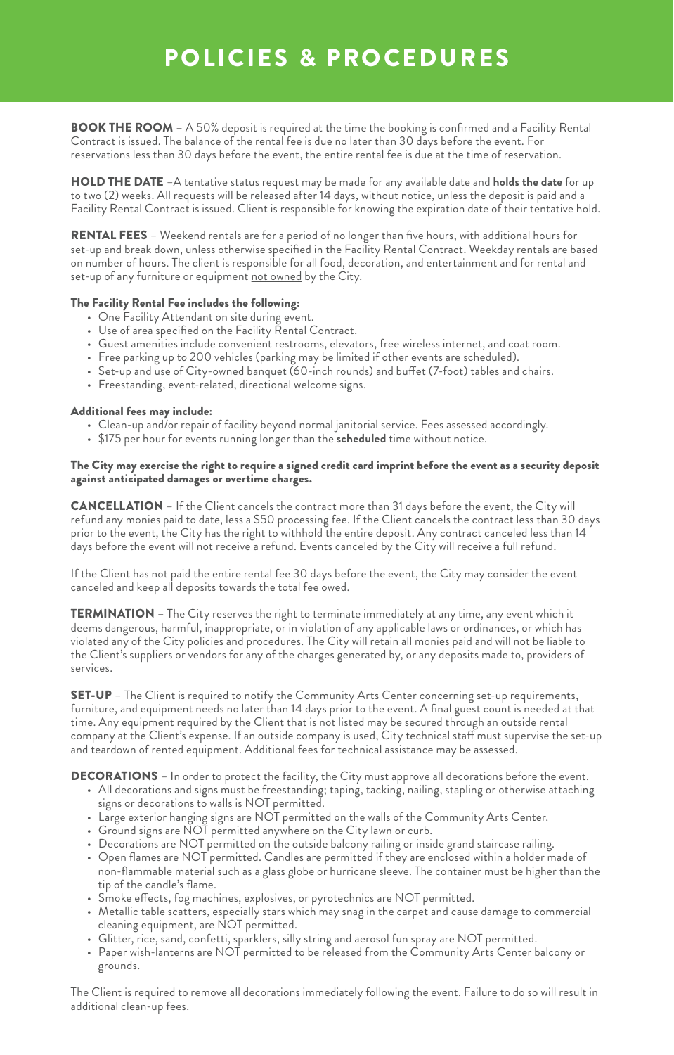# POLICIES & PROCEDURES

**BOOK THE ROOM** – A 50% deposit is required at the time the booking is confirmed and a Facility Rental Contract is issued. The balance of the rental fee is due no later than 30 days before the event. For reservations less than 30 days before the event, the entire rental fee is due at the time of reservation.

**HOLD THE DATE** –A tentative status request may be made for any available date and **holds the date** for up to two (2) weeks. All requests will be released after 14 days, without notice, unless the deposit is paid and a Facility Rental Contract is issued. Client is responsible for knowing the expiration date of their tentative hold.

**RENTAL FEES** – Weekend rentals are for a period of no longer than five hours, with additional hours for set-up and break down, unless otherwise specified in the Facility Rental Contract. Weekday rentals are based on number of hours. The client is responsible for all food, decoration, and entertainment and for rental and set-up of any furniture or equipment <u>not owned</u> by the City.

**The Facility Rental Fee includes the following:**

- One Facility Attendant on site during event.
- Use of area specified on the Facility Rental Contract.
- Guest amenities include convenient restrooms, elevators, free wireless internet, and coat room.
- Free parking up to 200 vehicles (parking may be limited if other events are scheduled).
- Set-up and use of City-owned banquet (60-inch rounds) and buffet (7-foot) tables and chairs.
- Freestanding, event-related, directional welcome signs.

**Additional fees may include:**

- Clean-up and/or repair of facility beyond normal janitorial service. Fees assessed accordingly.
- $175 per hour for events running longer than the **scheduled** time without notice.

**The City may exercise the right to require a signed credit card imprint before the event as a security deposit against anticipated damages or overtime charges.**

**CANCELLATION** – If the Client cancels the contract more than 31 days before the event, the City will refund any monies paid to date, less a $50 processing fee. If the Client cancels the contract less than 30 days prior to the event, the City has the right to withhold the entire deposit. Any contract canceled less than 14 days before the event will not receive a refund. Events canceled by the City will receive a full refund.

If the Client has not paid the entire rental fee 30 days before the event, the City may consider the event canceled and keep all deposits towards the total fee owed.

**TERMINATION** – The City reserves the right to terminate immediately at any time, any event which it deems dangerous, harmful, inappropriate, or in violation of any applicable laws or ordinances, or which has violated any of the City policies and procedures. The City will retain all monies paid and will not be liable to the Client's suppliers or vendors for any of the charges generated by, or any deposits made to, providers of services.

**SET-UP** – The Client is required to notify the Community Arts Center concerning set-up requirements, furniture, and equipment needs no later than 14 days prior to the event. A final guest count is needed at that time. Any equipment required by the Client that is not listed may be secured through an outside rental company at the Client's expense. If an outside company is used, City technical staff must supervise the set-up and teardown of rented equipment. Additional fees for technical assistance may be assessed.

**DECORATIONS** – In order to protect the facility, the City must approve all decorations before the event.

- All decorations and signs must be freestanding; taping, tacking, nailing, stapling or otherwise attaching signs or decorations to walls is NOT permitted.
- Large exterior hanging signs are NOT permitted on the walls of the Community Arts Center.
- Ground signs are NOT permitted anywhere on the City lawn or curb.
- Decorations are NOT permitted on the outside balcony railing or inside grand staircase railing.
- Open flames are NOT permitted. Candles are permitted if they are enclosed within a holder made of non-flammable material such as a glass globe or hurricane sleeve. The container must be higher than the tip of the candle's flame.
- Smoke effects, fog machines, explosives, or pyrotechnics are NOT permitted.
- Metallic table scatters, especially stars which may snag in the carpet and cause damage to commercial cleaning equipment, are NOT permitted.
- Glitter, rice, sand, confetti, sparklers, silly string and aerosol fun spray are NOT permitted.
- Paper wish-lanterns are NOT permitted to be released from the Community Arts Center balcony or grounds.

The Client is required to remove all decorations immediately following the event. Failure to do so will result in additional clean-up fees.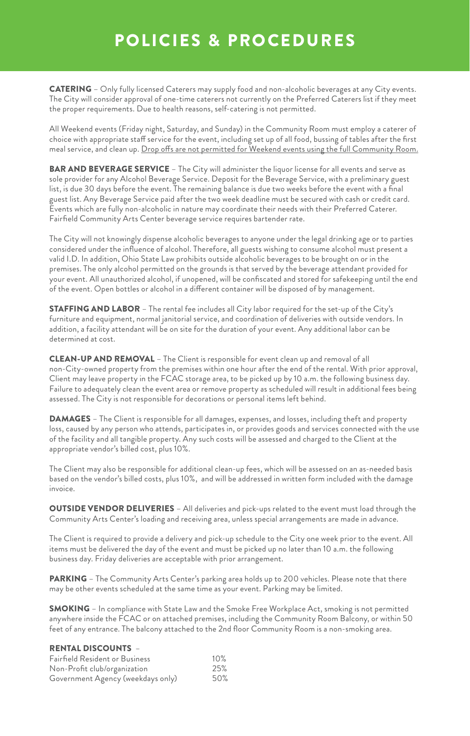# POLICIES & PROCEDURES

**CATERING** – Only fully licensed Caterers may supply food and non-alcoholic beverages at any City events. The City will consider approval of one-time caterers not currently on the Preferred Caterers list if they meet the proper requirements. Due to health reasons, self-catering is not permitted.

All Weekend events (Friday night, Saturday, and Sunday) in the Community Room must employ a caterer of choice with appropriate staff service for the event, including set up of all food, bussing of tables after the first meal service, and clean up. Drop offs are not permitted for Weekend events using the full Community Room.

**BAR AND BEVERAGE SERVICE** – The City will administer the liquor license for all events and serve as sole provider for any Alcohol Beverage Service. Deposit for the Beverage Service, with a preliminary guest list, is due 30 days before the event. The remaining balance is due two weeks before the event with a final guest list. Any Beverage Service paid after the two week deadline must be secured with cash or credit card. Events which are fully non-alcoholic in nature may coordinate their needs with their Preferred Caterer. Fairfield Community Arts Center beverage service requires bartender rate.

The City will not knowingly dispense alcoholic beverages to anyone under the legal drinking age or to parties considered under the influence of alcohol. Therefore, all guests wishing to consume alcohol must present a valid I.D. In addition, Ohio State Law prohibits outside alcoholic beverages to be brought on or in the premises. The only alcohol permitted on the grounds is that served by the beverage attendant provided for your event. All unauthorized alcohol, if unopened, will be confiscated and stored for safekeeping until the end of the event. Open bottles or alcohol in a different container will be disposed of by management.

**STAFFING AND LABOR** – The rental fee includes all City labor required for the set-up of the City's furniture and equipment, normal janitorial service, and coordination of deliveries with outside vendors. In addition, a facility attendant will be on site for the duration of your event. Any additional labor can be determined at cost.

**CLEAN-UP AND REMOVAL** – The Client is responsible for event clean up and removal of all non-City-owned property from the premises within one hour after the end of the rental. With prior approval, Client may leave property in the FCAC storage area, to be picked up by 10 a.m. the following business day. Failure to adequately clean the event area or remove property as scheduled will result in additional fees being assessed. The City is not responsible for decorations or personal items left behind.

**DAMAGES** – The Client is responsible for all damages, expenses, and losses, including theft and property loss, caused by any person who attends, participates in, or provides goods and services connected with the use of the facility and all tangible property. Any such costs will be assessed and charged to the Client at the appropriate vendor's billed cost, plus 10%.

The Client may also be responsible for additional clean-up fees, which will be assessed on an as-needed basis based on the vendor's billed costs, plus 10%, and will be addressed in written form included with the damage invoice.

**OUTSIDE VENDOR DELIVERIES** – All deliveries and pick-ups related to the event must load through the Community Arts Center's loading and receiving area, unless special arrangements are made in advance.

The Client is required to provide a delivery and pick-up schedule to the City one week prior to the event. All items must be delivered the day of the event and must be picked up no later than 10 a.m. the following business day. Friday deliveries are acceptable with prior arrangement.

**PARKING** – The Community Arts Center's parking area holds up to 200 vehicles. Please note that there may be other events scheduled at the same time as your event. Parking may be limited.

**SMOKING** – In compliance with State Law and the Smoke Free Workplace Act, smoking is not permitted anywhere inside the FCAC or on attached premises, including the Community Room Balcony, or within 50 feet of any entrance. The balcony attached to the 2nd floor Community Room is a non-smoking area.

**RENTAL DISCOUNTS** –

| | |
|---|---|
| Fairfield Resident or Business | 10% |
| Non-Profit club/organization | 25% |
| Government Agency (weekdays only) | 50% |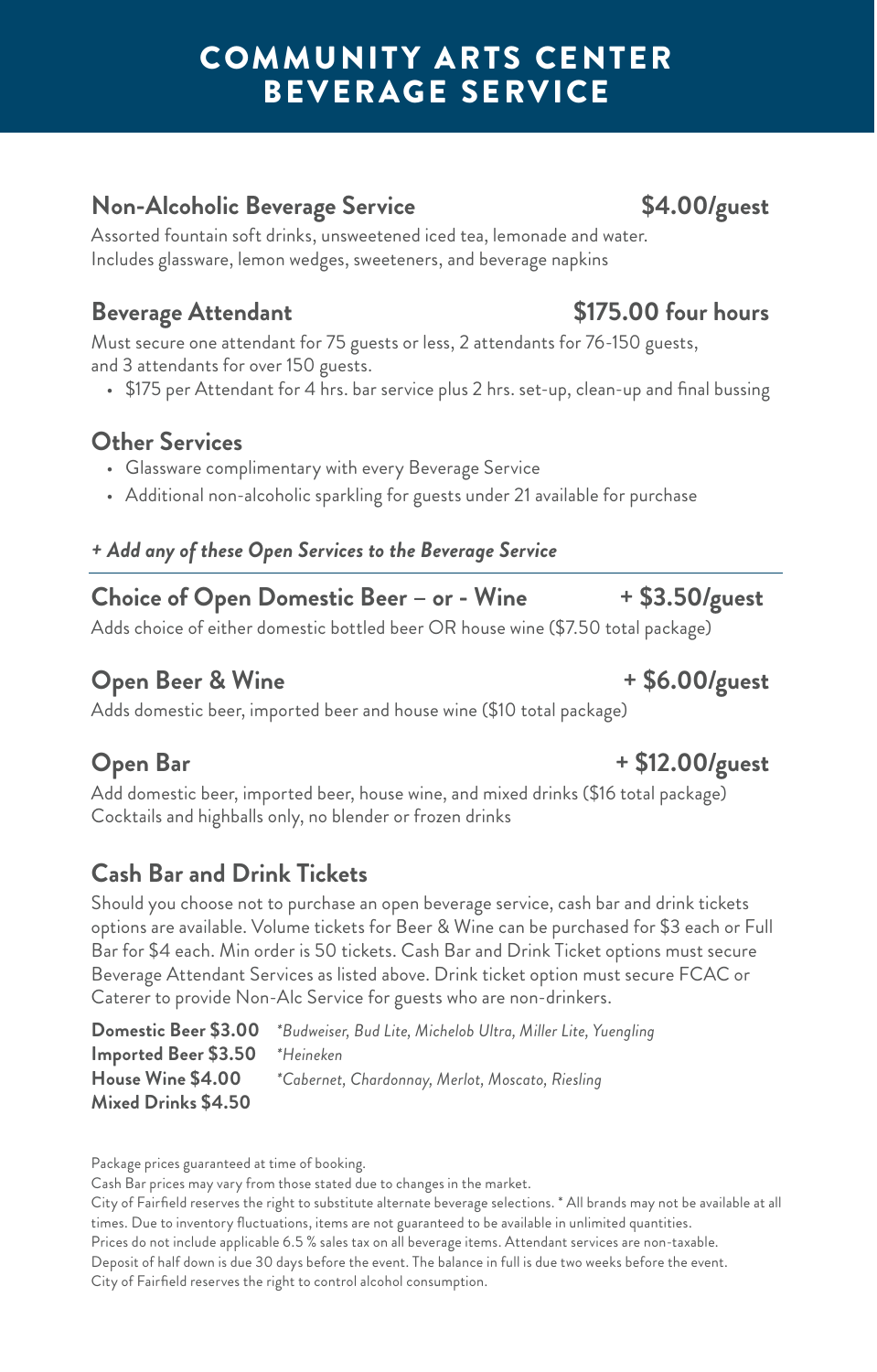# COMMUNITY ARTS CENTER BEVERAGE SERVICE

## Non-Alcoholic Beverage Service — $4.00/guest

Assorted fountain soft drinks, unsweetened iced tea, lemonade and water.
Includes glassware, lemon wedges, sweeteners, and beverage napkins

## Beverage Attendant — $175.00 four hours

Must secure one attendant for 75 guests or less, 2 attendants for 76-150 guests, and 3 attendants for over 150 guests.

- $175 per Attendant for 4 hrs. bar service plus 2 hrs. set-up, clean-up and final bussing

## Other Services

- Glassware complimentary with every Beverage Service
- Additional non-alcoholic sparkling for guests under 21 available for purchase

*+ Add any of these Open Services to the Beverage Service*

## Choice of Open Domestic Beer – or - Wine — + $3.50/guest

Adds choice of either domestic bottled beer OR house wine ($7.50 total package)

## Open Beer & Wine — + $6.00/guest

Adds domestic beer, imported beer and house wine ($10 total package)

## Open Bar — + $12.00/guest

Add domestic beer, imported beer, house wine, and mixed drinks ($16 total package)
Cocktails and highballs only, no blender or frozen drinks

## Cash Bar and Drink Tickets

Should you choose not to purchase an open beverage service, cash bar and drink tickets options are available. Volume tickets for Beer & Wine can be purchased for $3 each or Full Bar for $4 each. Min order is 50 tickets. Cash Bar and Drink Ticket options must secure Beverage Attendant Services as listed above. Drink ticket option must secure FCAC or Caterer to provide Non-Alc Service for guests who are non-drinkers.

**Domestic Beer $3.00** *\*Budweiser, Bud Lite, Michelob Ultra, Miller Lite, Yuengling*
**Imported Beer $3.50** *\*Heineken*
**House Wine $4.00** *\*Cabernet, Chardonnay, Merlot, Moscato, Riesling*
**Mixed Drinks $4.50**

Package prices guaranteed at time of booking.
Cash Bar prices may vary from those stated due to changes in the market.
City of Fairfield reserves the right to substitute alternate beverage selections. * All brands may not be available at all times. Due to inventory fluctuations, items are not guaranteed to be available in unlimited quantities.
Prices do not include applicable 6.5 % sales tax on all beverage items. Attendant services are non-taxable.
Deposit of half down is due 30 days before the event. The balance in full is due two weeks before the event.
City of Fairfield reserves the right to control alcohol consumption.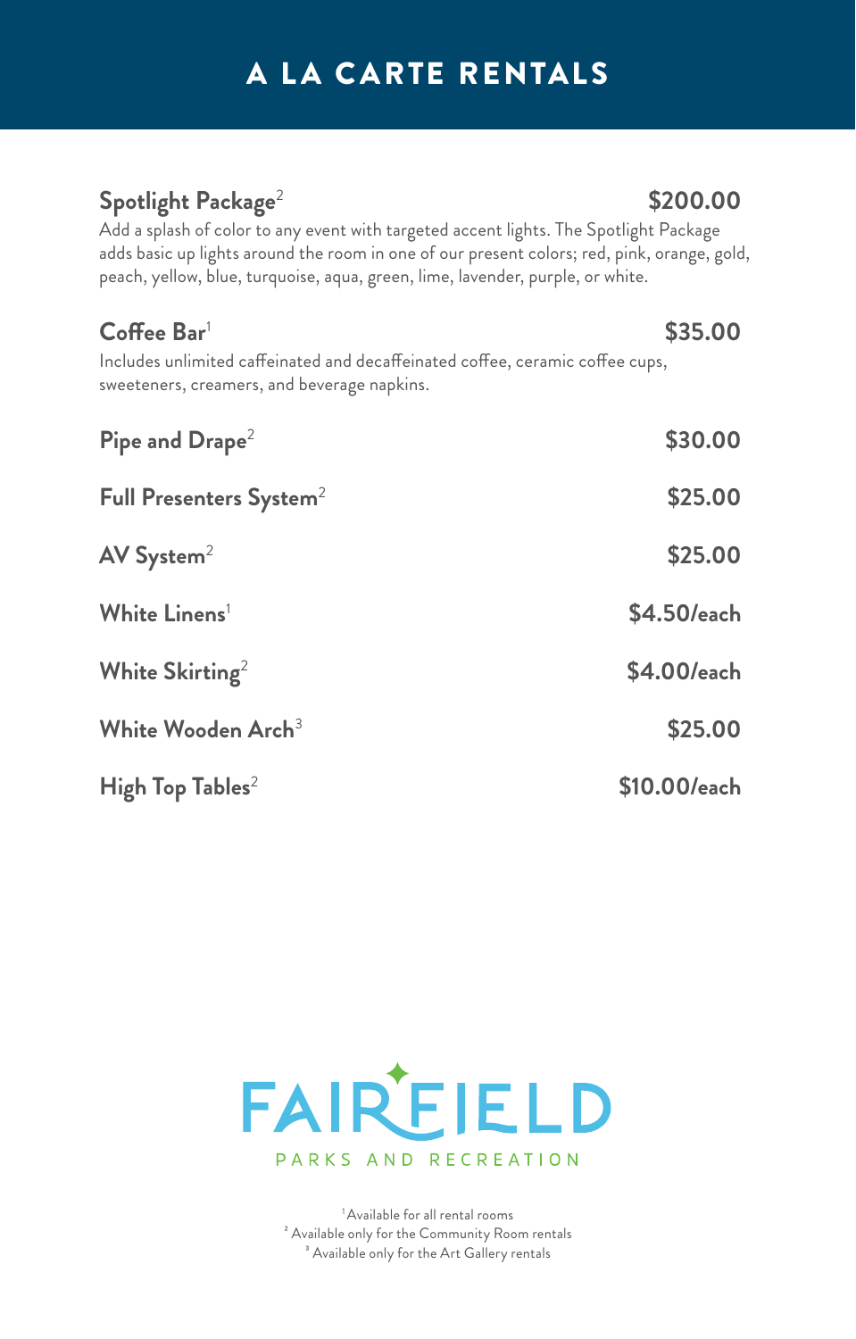# A LA CARTE RENTALS

**Spotlight Package**[2] — **$200.00**

Add a splash of color to any event with targeted accent lights. The Spotlight Package adds basic up lights around the room in one of our present colors; red, pink, orange, gold, peach, yellow, blue, turquoise, aqua, green, lime, lavender, purple, or white.

**Coffee Bar**[1] — **$35.00**

Includes unlimited caffeinated and decaffeinated coffee, ceramic coffee cups, sweeteners, creamers, and beverage napkins.

| Item | Price |
|---|---|
| Pipe and Drape[2] | $30.00 |
| Full Presenters System[2] | $25.00 |
| AV System[2] | $25.00 |
| White Linens[1] | $4.50/each |
| White Skirting[2] | $4.00/each |
| White Wooden Arch[3] | $25.00 |
| High Top Tables[2] | $10.00/each |

FAIRFIELD PARKS AND RECREATION

[1] Available for all rental rooms
[2] Available only for the Community Room rentals
[3] Available only for the Art Gallery rentals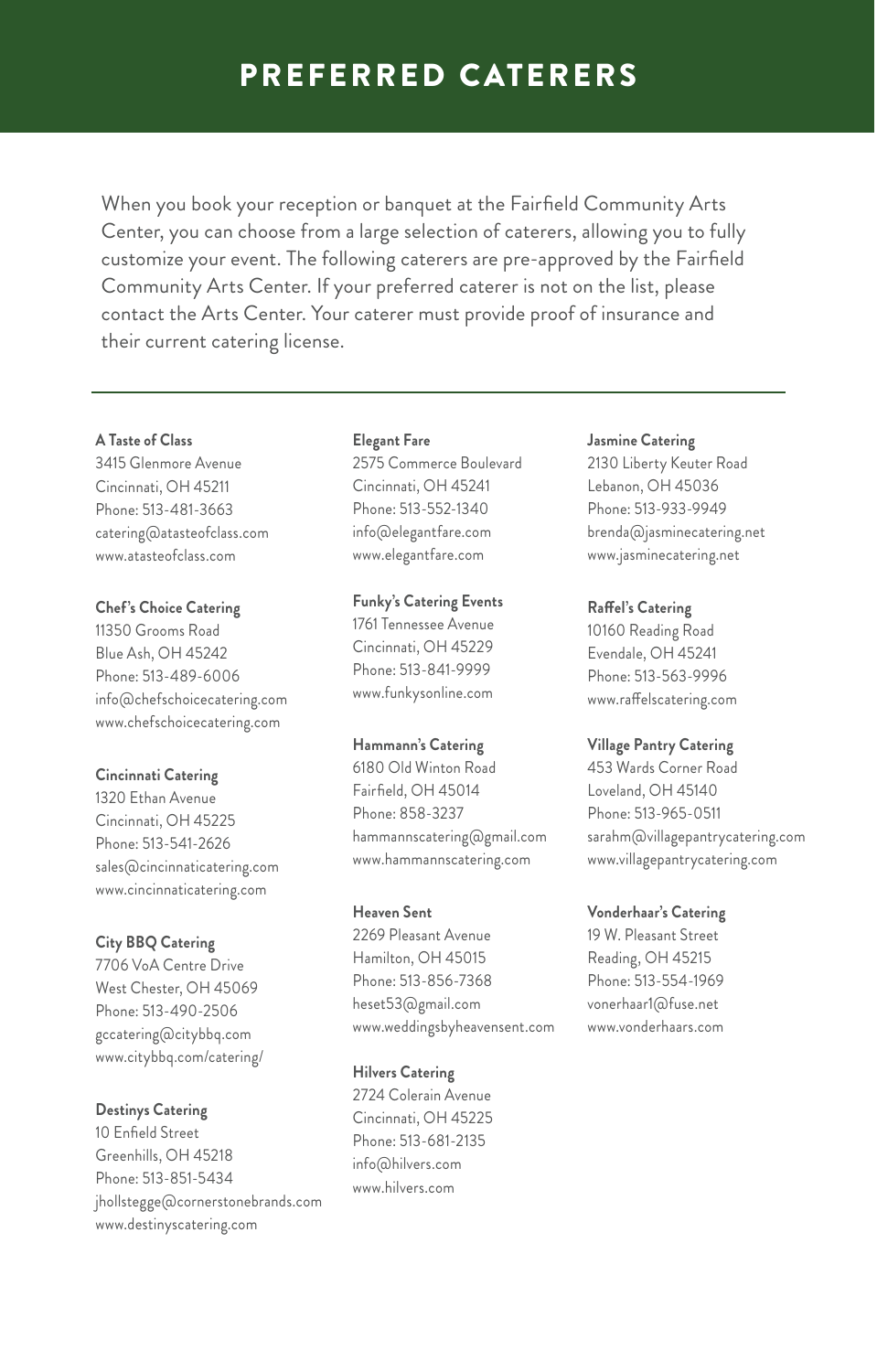# PREFERRED CATERERS

When you book your reception or banquet at the Fairfield Community Arts Center, you can choose from a large selection of caterers, allowing you to fully customize your event. The following caterers are pre-approved by the Fairfield Community Arts Center. If your preferred caterer is not on the list, please contact the Arts Center. Your caterer must provide proof of insurance and their current catering license.

---

**A Taste of Class**
3415 Glenmore Avenue
Cincinnati, OH 45211
Phone: 513-481-3663
catering@atasteofclass.com
www.atasteofclass.com

**Chef's Choice Catering**
11350 Grooms Road
Blue Ash, OH 45242
Phone: 513-489-6006
info@chefschoicecatering.com
www.chefschoicecatering.com

**Cincinnati Catering**
1320 Ethan Avenue
Cincinnati, OH 45225
Phone: 513-541-2626
sales@cincinnaticatering.com
www.cincinnaticatering.com

**City BBQ Catering**
7706 VoA Centre Drive
West Chester, OH 45069
Phone: 513-490-2506
gccatering@citybbq.com
www.citybbq.com/catering/

**Destinys Catering**
10 Enfield Street
Greenhills, OH 45218
Phone: 513-851-5434
jhollstegge@cornerstonebrands.com
www.destinyscatering.com

**Elegant Fare**
2575 Commerce Boulevard
Cincinnati, OH 45241
Phone: 513-552-1340
info@elegantfare.com
www.elegantfare.com

**Funky's Catering Events**
1761 Tennessee Avenue
Cincinnati, OH 45229
Phone: 513-841-9999
www.funkysonline.com

**Hammann's Catering**
6180 Old Winton Road
Fairfield, OH 45014
Phone: 858-3237
hammannscatering@gmail.com
www.hammannscatering.com

**Heaven Sent**
2269 Pleasant Avenue
Hamilton, OH 45015
Phone: 513-856-7368
heset53@gmail.com
www.weddingsbyheavensent.com

**Hilvers Catering**
2724 Colerain Avenue
Cincinnati, OH 45225
Phone: 513-681-2135
info@hilvers.com
www.hilvers.com

**Jasmine Catering**
2130 Liberty Keuter Road
Lebanon, OH 45036
Phone: 513-933-9949
brenda@jasminecatering.net
www.jasminecatering.net

**Raffel's Catering**
10160 Reading Road
Evendale, OH 45241
Phone: 513-563-9996
www.raffelscatering.com

**Village Pantry Catering**
453 Wards Corner Road
Loveland, OH 45140
Phone: 513-965-0511
sarahm@villagepantrycatering.com
www.villagepantrycatering.com

**Vonderhaar's Catering**
19 W. Pleasant Street
Reading, OH 45215
Phone: 513-554-1969
vonerhaar1@fuse.net
www.vonderhaars.com